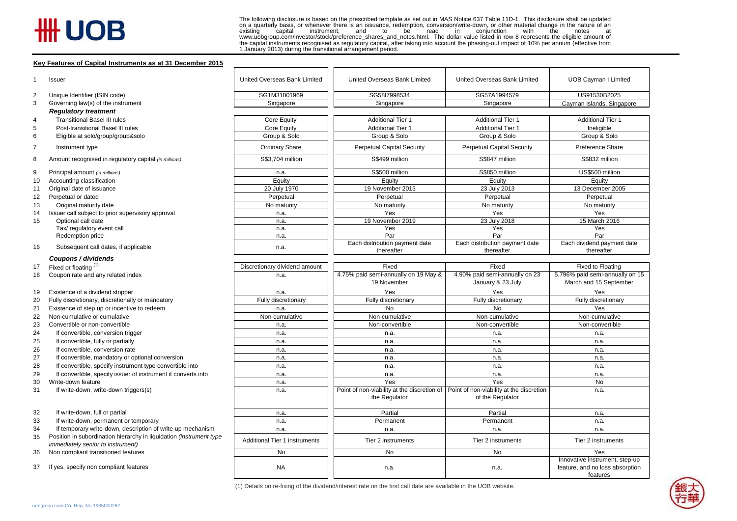# UOB

The following disclosure is based on the prescribed template as set out in MAS Notice 637 Table 11D-1. This disclosure shall be updated on a quarterly basis, or whenever there is an issuance, redemption, conversion/write-down, or other material change in the nature of an existing capital instrument, and to be read in conjunction with the notes at www.uobgroup.com/investor/stock/preference_shares_and_notes.html. The dollar value listed in row 8 represents the eligible amount of the capital instruments recognised as regulatory capital, after taking into account the phasing-out impact of 10% per annum (effective from 1 January 2013) during the transitional arrangement period.

## Key Features of Capital Instruments as at 31 December 2015

| | | | | | |
|---|---|---|---|---|---|
| 1 | Issuer | United Overseas Bank Limited | United Overseas Bank Limited | United Overseas Bank Limited | UOB Cayman I Limited |
| 2 | Unique Identifier (ISIN code) | SG1M31001969 | SG58I7998534 | SG57A1994579 | US91530B2025 |
| 3 | Governing law(s) of the instrument | Singapore | Singapore | Singapore | Cayman Islands, Singapore |
| | ***Regulatory treatment*** | | | | |
| 4 | Transitional Basel III rules | Core Equity | Additional Tier 1 | Additional Tier 1 | Additional Tier 1 |
| 5 | Post-transitional Basel III rules | Core Equity | Additional Tier 1 | Additional Tier 1 | Ineligible |
| 6 | Eligible at solo/group/group&solo | Group & Solo | Group & Solo | Group & Solo | Group & Solo |
| 7 | Instrument type | Ordinary Share | Perpetual Capital Security | Perpetual Capital Security | Preference Share |
| 8 | Amount recognised in regulatory capital *(in millions)* | S$3,704 million | S$499 million | S$847 million | S$832 million |
| 9 | Principal amount *(in millions)* | n.a. | S$500 million | S$850 million | US$500 million |
| 10 | Accounting classification | Equity | Equity | Equity | Equity |
| 11 | Original date of issuance | 20 July 1970 | 19 November 2013 | 23 July 2013 | 13 December 2005 |
| 12 | Perpetual or dated | Perpetual | Perpetual | Perpetual | Perpetual |
| 13 | Original maturity date | No maturity | No maturity | No maturity | No maturity |
| 14 | Issuer call subject to prior supervisory approval | n.a. | Yes | Yes | Yes |
| 15 | Optional call date | n.a. | 19 November 2019 | 23 July 2018 | 15 March 2016 |
| | Tax/ regulatory event call | n.a. | Yes | Yes | Yes |
| | Redemption price | n.a. | Par | Par | Par |
| 16 | Subsequent call dates, if applicable | n.a. | Each distribution payment date thereafter | Each distribution payment date thereafter | Each dividend payment date thereafter |
| | ***Coupons / dividends*** | | | | |
| 17 | Fixed or floating [(1)] | Discretionary dividend amount | Fixed | Fixed | Fixed to Floating |
| 18 | Coupon rate and any related index | n.a. | 4.75% paid semi-annually on 19 May & 19 November | 4.90% paid semi-annually on 23 January & 23 July | 5.796% paid semi-annually on 15 March and 15 September |
| 19 | Existence of a dividend stopper | n.a. | Yes | Yes | Yes |
| 20 | Fully discretionary, discretionally or mandatory | Fully discretionary | Fully discretionary | Fully discretionary | Fully discretionary |
| 21 | Existence of step up or incentive to redeem | n.a. | No | No | Yes |
| 22 | Non-cumulative or cumulative | Non-cumulative | Non-cumulative | Non-cumulative | Non-cumulative |
| 23 | Convertible or non-convertible | n.a. | Non-convertible | Non-convertible | Non-convertible |
| 24 | If convertible, conversion trigger | n.a. | n.a. | n.a. | n.a. |
| 25 | If convertible, fully or partially | n.a. | n.a. | n.a. | n.a. |
| 26 | If convertible, conversion rate | n.a. | n.a. | n.a. | n.a. |
| 27 | If convertible, mandatory or optional conversion | n.a. | n.a. | n.a. | n.a. |
| 28 | If convertible, specify instrument type convertible into | n.a. | n.a. | n.a. | n.a. |
| 29 | If convertible, specify issuer of instrument it converts into | n.a. | n.a. | n.a. | n.a. |
| 30 | Write-down feature | n.a. | Yes | Yes | No |
| 31 | If write-down, write-down triggers(s) | n.a. | Point of non-viability at the discretion of the Regulator | Point of non-viability at the discretion of the Regulator | n.a. |
| 32 | If write-down, full or partial | n.a. | Partial | Partial | n.a. |
| 33 | If write-down, permanent or temporary | n.a. | Permanent | Permanent | n.a. |
| 34 | If temporary write-down, description of write-up mechanism | n.a. | n.a. | n.a. | n.a. |
| 35 | Position in subordination hierarchy in liquidation *(instrument type immediately senior to instrument)* | Additional Tier 1 instruments | Tier 2 instruments | Tier 2 instruments | Tier 2 instruments |
| 36 | Non compliant transitioned features | No | No | No | Yes |
| 37 | If yes, specify non compliant features | NA | n.a. | n.a. | Innovative instrument, step-up feature, and no loss absorption features |

(1) Details on re-fixing of the dividend/interest rate on the first call date are available in the UOB website.

uobgroup.com Co. Reg. No.193500026Z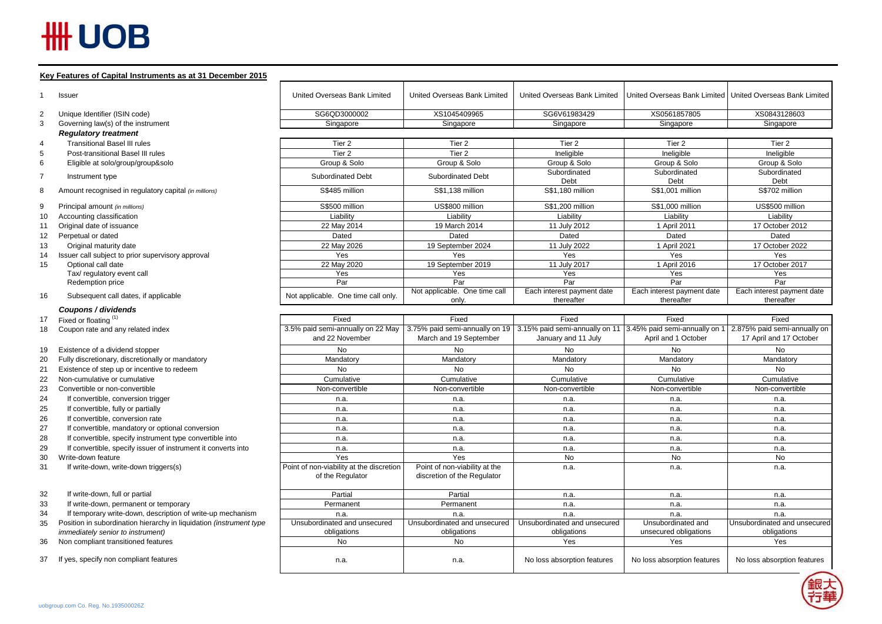## Key Features of Capital Instruments as at 31 December 2015

| | | | | | | |
|---|---|---|---|---|---|---|
| 1 | Issuer | United Overseas Bank Limited | United Overseas Bank Limited | United Overseas Bank Limited | United Overseas Bank Limited | United Overseas Bank Limited |
| 2 | Unique Identifier (ISIN code) | SG6QD3000002 | XS1045409965 | SG6V61983429 | XS0561857805 | XS0843128603 |
| 3 | Governing law(s) of the instrument | Singapore | Singapore | Singapore | Singapore | Singapore |
| | ***Regulatory treatment*** | | | | | |
| 4 | Transitional Basel III rules | Tier 2 | Tier 2 | Tier 2 | Tier 2 | Tier 2 |
| 5 | Post-transitional Basel III rules | Tier 2 | Tier 2 | Ineligible | Ineligible | Ineligible |
| 6 | Eligible at solo/group/group&solo | Group & Solo | Group & Solo | Group & Solo | Group & Solo | Group & Solo |
| 7 | Instrument type | Subordinated Debt | Subordinated Debt | Subordinated Debt | Subordinated Debt | Subordinated Debt |
| 8 | Amount recognised in regulatory capital *(in millions)* | S$485 million | S$1,138 million | S$1,180 million | S$1,001 million | S$702 million |
| 9 | Principal amount *(in millions)* | S$500 million | US$800 million | S$1,200 million | S$1,000 million | US$500 million |
| 10 | Accounting classification | Liability | Liability | Liability | Liability | Liability |
| 11 | Original date of issuance | 22 May 2014 | 19 March 2014 | 11 July 2012 | 1 April 2011 | 17 October 2012 |
| 12 | Perpetual or dated | Dated | Dated | Dated | Dated | Dated |
| 13 | Original maturity date | 22 May 2026 | 19 September 2024 | 11 July 2022 | 1 April 2021 | 17 October 2022 |
| 14 | Issuer call subject to prior supervisory approval | Yes | Yes | Yes | Yes | Yes |
| 15 | Optional call date | 22 May 2020 | 19 September 2019 | 11 July 2017 | 1 April 2016 | 17 October 2017 |
| | Tax/ regulatory event call | Yes | Yes | Yes | Yes | Yes |
| | Redemption price | Par | Par | Par | Par | Par |
| 16 | Subsequent call dates, if applicable | Not applicable. One time call only. | Not applicable. One time call only. | Each interest payment date thereafter | Each interest payment date thereafter | Each interest payment date thereafter |
| | ***Coupons / dividends*** | | | | | |
| 17 | Fixed or floating [1] | Fixed | Fixed | Fixed | Fixed | Fixed |
| 18 | Coupon rate and any related index | 3.5% paid semi-annually on 22 May and 22 November | 3.75% paid semi-annually on 19 March and 19 September | 3.15% paid semi-annually on 11 January and 11 July | 3.45% paid semi-annually on 1 April and 1 October | 2.875% paid semi-annually on 17 April and 17 October |
| 19 | Existence of a dividend stopper | No | No | No | No | No |
| 20 | Fully discretionary, discretionally or mandatory | Mandatory | Mandatory | Mandatory | Mandatory | Mandatory |
| 21 | Existence of step up or incentive to redeem | No | No | No | No | No |
| 22 | Non-cumulative or cumulative | Cumulative | Cumulative | Cumulative | Cumulative | Cumulative |
| 23 | Convertible or non-convertible | Non-convertible | Non-convertible | Non-convertible | Non-convertible | Non-convertible |
| 24 | If convertible, conversion trigger | n.a. | n.a. | n.a. | n.a. | n.a. |
| 25 | If convertible, fully or partially | n.a. | n.a. | n.a. | n.a. | n.a. |
| 26 | If convertible, conversion rate | n.a. | n.a. | n.a. | n.a. | n.a. |
| 27 | If convertible, mandatory or optional conversion | n.a. | n.a. | n.a. | n.a. | n.a. |
| 28 | If convertible, specify instrument type convertible into | n.a. | n.a. | n.a. | n.a. | n.a. |
| 29 | If convertible, specify issuer of instrument it converts into | n.a. | n.a. | n.a. | n.a. | n.a. |
| 30 | Write-down feature | Yes | Yes | No | No | No |
| 31 | If write-down, write-down triggers(s) | Point of non-viability at the discretion of the Regulator | Point of non-viability at the discretion of the Regulator | n.a. | n.a. | n.a. |
| 32 | If write-down, full or partial | Partial | Partial | n.a. | n.a. | n.a. |
| 33 | If write-down, permanent or temporary | Permanent | Permanent | n.a. | n.a. | n.a. |
| 34 | If temporary write-down, description of write-up mechanism | n.a. | n.a. | n.a. | n.a. | n.a. |
| 35 | Position in subordination hierarchy in liquidation *(instrument type immediately senior to instrument)* | Unsubordinated and unsecured obligations | Unsubordinated and unsecured obligations | Unsubordinated and unsecured obligations | Unsubordinated and unsecured obligations | Unsubordinated and unsecured obligations |
| 36 | Non compliant transitioned features | No | No | Yes | Yes | Yes |
| 37 | If yes, specify non compliant features | n.a. | n.a. | No loss absorption features | No loss absorption features | No loss absorption features |